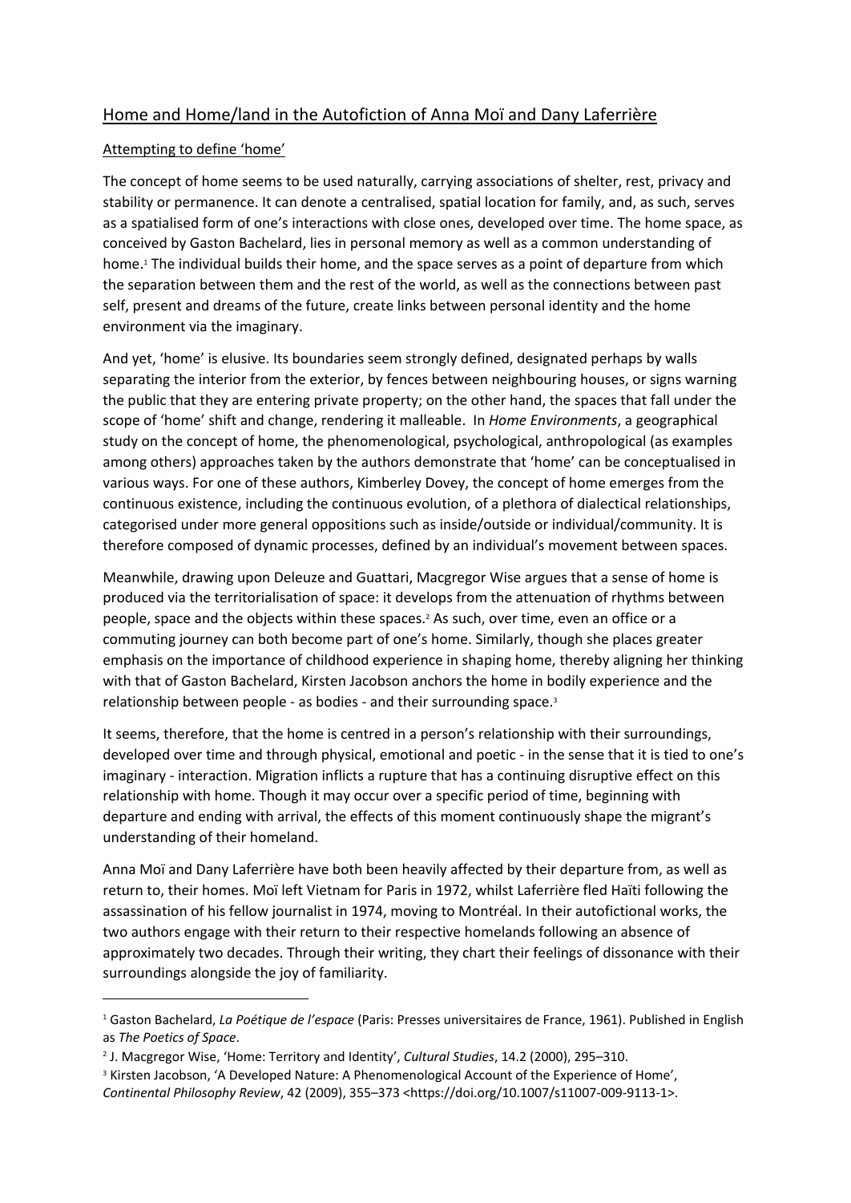# Home and Home/land in the Autofiction of Anna Moï and Dany Laferrière

## Attempting to define 'home'

The concept of home seems to be used naturally, carrying associations of shelter, rest, privacy and stability or permanence. It can denote a centralised, spatial location for family, and, as such, serves as a spatialised form of one's interactions with close ones, developed over time. The home space, as conceived by Gaston Bachelard, lies in personal memory as well as a common understanding of home.[1] The individual builds their home, and the space serves as a point of departure from which the separation between them and the rest of the world, as well as the connections between past self, present and dreams of the future, create links between personal identity and the home environment via the imaginary.

And yet, 'home' is elusive. Its boundaries seem strongly defined, designated perhaps by walls separating the interior from the exterior, by fences between neighbouring houses, or signs warning the public that they are entering private property; on the other hand, the spaces that fall under the scope of 'home' shift and change, rendering it malleable. In *Home Environments*, a geographical study on the concept of home, the phenomenological, psychological, anthropological (as examples among others) approaches taken by the authors demonstrate that 'home' can be conceptualised in various ways. For one of these authors, Kimberley Dovey, the concept of home emerges from the continuous existence, including the continuous evolution, of a plethora of dialectical relationships, categorised under more general oppositions such as inside/outside or individual/community. It is therefore composed of dynamic processes, defined by an individual's movement between spaces.

Meanwhile, drawing upon Deleuze and Guattari, Macgregor Wise argues that a sense of home is produced via the territorialisation of space: it develops from the attenuation of rhythms between people, space and the objects within these spaces.[2] As such, over time, even an office or a commuting journey can both become part of one's home. Similarly, though she places greater emphasis on the importance of childhood experience in shaping home, thereby aligning her thinking with that of Gaston Bachelard, Kirsten Jacobson anchors the home in bodily experience and the relationship between people - as bodies - and their surrounding space.[3]

It seems, therefore, that the home is centred in a person's relationship with their surroundings, developed over time and through physical, emotional and poetic - in the sense that it is tied to one's imaginary - interaction. Migration inflicts a rupture that has a continuing disruptive effect on this relationship with home. Though it may occur over a specific period of time, beginning with departure and ending with arrival, the effects of this moment continuously shape the migrant's understanding of their homeland.

Anna Moï and Dany Laferrière have both been heavily affected by their departure from, as well as return to, their homes. Moï left Vietnam for Paris in 1972, whilst Laferrière fled Haïti following the assassination of his fellow journalist in 1974, moving to Montréal. In their autofictional works, the two authors engage with their return to their respective homelands following an absence of approximately two decades. Through their writing, they chart their feelings of dissonance with their surroundings alongside the joy of familiarity.

---

[1] Gaston Bachelard, *La Poétique de l'espace* (Paris: Presses universitaires de France, 1961). Published in English as *The Poetics of Space*.

[2] J. Macgregor Wise, 'Home: Territory and Identity', *Cultural Studies*, 14.2 (2000), 295–310.

[3] Kirsten Jacobson, 'A Developed Nature: A Phenomenological Account of the Experience of Home', *Continental Philosophy Review*, 42 (2009), 355–373 <https://doi.org/10.1007/s11007-009-9113-1>.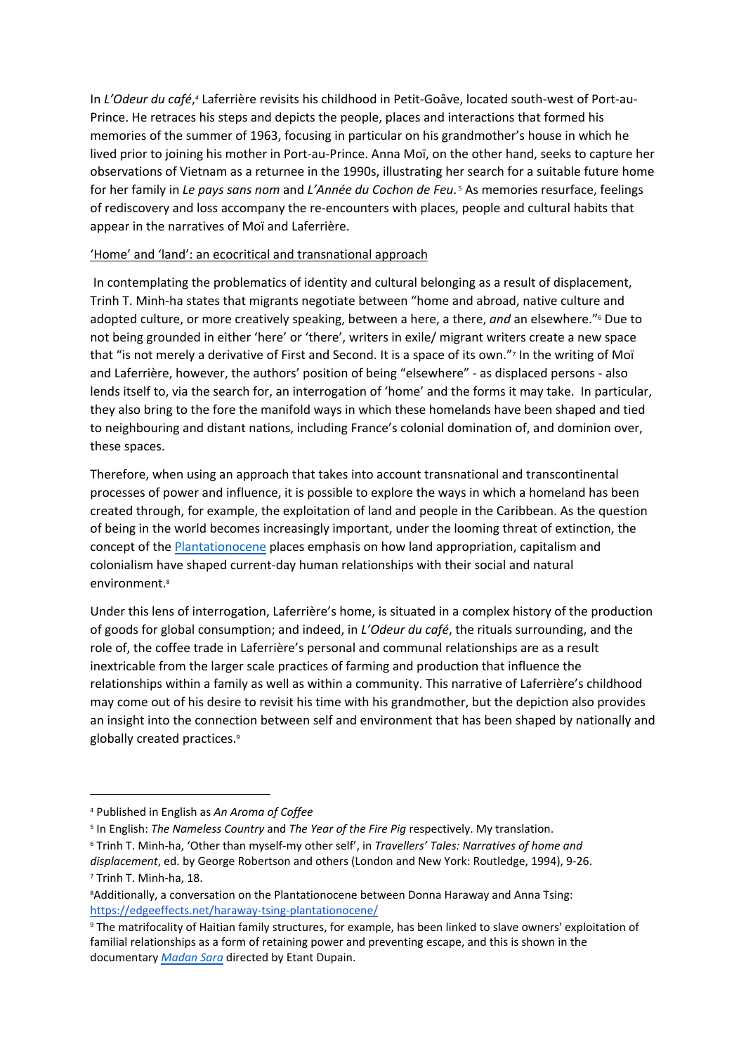In *L'Odeur du café*,[4] Laferrière revisits his childhood in Petit-Goâve, located south-west of Port-au-Prince. He retraces his steps and depicts the people, places and interactions that formed his memories of the summer of 1963, focusing in particular on his grandmother's house in which he lived prior to joining his mother in Port-au-Prince. Anna Moï, on the other hand, seeks to capture her observations of Vietnam as a returnee in the 1990s, illustrating her search for a suitable future home for her family in *Le pays sans nom* and *L'Année du Cochon de Feu*.[5] As memories resurface, feelings of rediscovery and loss accompany the re-encounters with places, people and cultural habits that appear in the narratives of Moï and Laferrière.

## 'Home' and 'land': an ecocritical and transnational approach

In contemplating the problematics of identity and cultural belonging as a result of displacement, Trinh T. Minh-ha states that migrants negotiate between "home and abroad, native culture and adopted culture, or more creatively speaking, between a here, a there, *and* an elsewhere."[6] Due to not being grounded in either 'here' or 'there', writers in exile/ migrant writers create a new space that "is not merely a derivative of First and Second. It is a space of its own."[7] In the writing of Moï and Laferrière, however, the authors' position of being "elsewhere" - as displaced persons - also lends itself to, via the search for, an interrogation of 'home' and the forms it may take. In particular, they also bring to the fore the manifold ways in which these homelands have been shaped and tied to neighbouring and distant nations, including France's colonial domination of, and dominion over, these spaces.

Therefore, when using an approach that takes into account transnational and transcontinental processes of power and influence, it is possible to explore the ways in which a homeland has been created through, for example, the exploitation of land and people in the Caribbean. As the question of being in the world becomes increasingly important, under the looming threat of extinction, the concept of the Plantationocene places emphasis on how land appropriation, capitalism and colonialism have shaped current-day human relationships with their social and natural environment.[8]

Under this lens of interrogation, Laferrière's home, is situated in a complex history of the production of goods for global consumption; and indeed, in *L'Odeur du café*, the rituals surrounding, and the role of, the coffee trade in Laferrière's personal and communal relationships are as a result inextricable from the larger scale practices of farming and production that influence the relationships within a family as well as within a community. This narrative of Laferrière's childhood may come out of his desire to revisit his time with his grandmother, but the depiction also provides an insight into the connection between self and environment that has been shaped by nationally and globally created practices.[9]

---

[4] Published in English as *An Aroma of Coffee*

[5] In English: *The Nameless Country* and *The Year of the Fire Pig* respectively. My translation.

[6] Trinh T. Minh-ha, 'Other than myself-my other self', in *Travellers' Tales: Narratives of home and displacement*, ed. by George Robertson and others (London and New York: Routledge, 1994), 9-26.

[7] Trinh T. Minh-ha, 18.

[8] Additionally, a conversation on the Plantationocene between Donna Haraway and Anna Tsing: https://edgeeffects.net/haraway-tsing-plantationocene/

[9] The matrifocality of Haitian family structures, for example, has been linked to slave owners' exploitation of familial relationships as a form of retaining power and preventing escape, and this is shown in the documentary *Madan Sara* directed by Etant Dupain.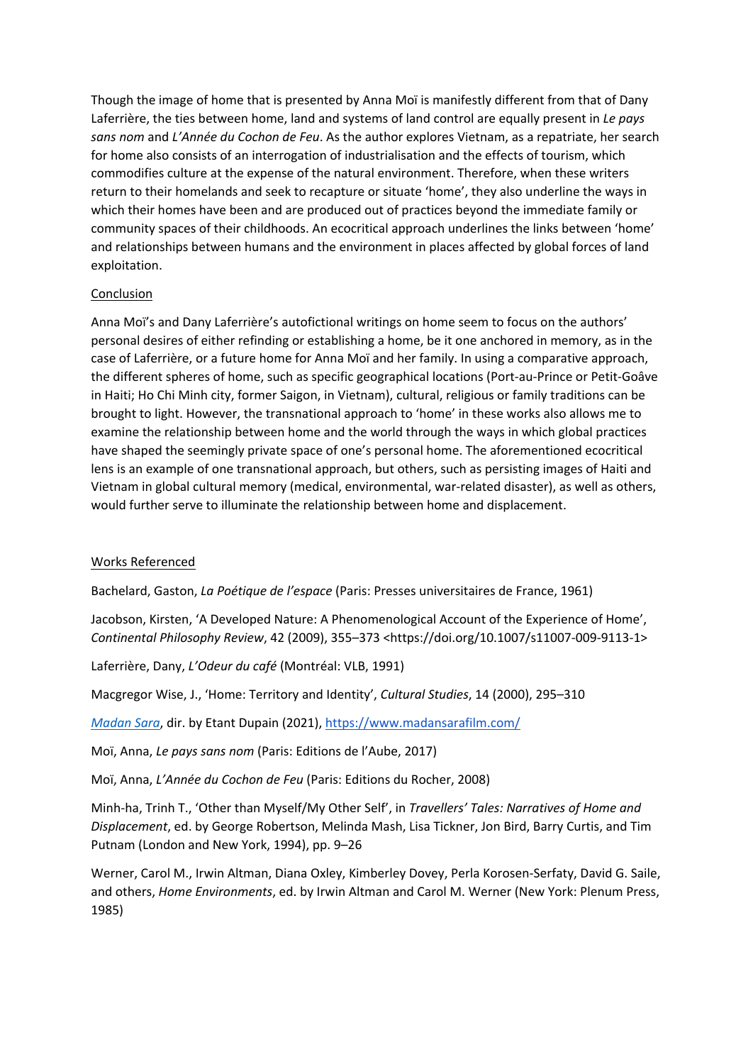Though the image of home that is presented by Anna Moï is manifestly different from that of Dany Laferrière, the ties between home, land and systems of land control are equally present in *Le pays sans nom* and *L'Année du Cochon de Feu*. As the author explores Vietnam, as a repatriate, her search for home also consists of an interrogation of industrialisation and the effects of tourism, which commodifies culture at the expense of the natural environment. Therefore, when these writers return to their homelands and seek to recapture or situate 'home', they also underline the ways in which their homes have been and are produced out of practices beyond the immediate family or community spaces of their childhoods. An ecocritical approach underlines the links between 'home' and relationships between humans and the environment in places affected by global forces of land exploitation.

## Conclusion

Anna Moï's and Dany Laferrière's autofictional writings on home seem to focus on the authors' personal desires of either refinding or establishing a home, be it one anchored in memory, as in the case of Laferrière, or a future home for Anna Moï and her family. In using a comparative approach, the different spheres of home, such as specific geographical locations (Port-au-Prince or Petit-Goâve in Haiti; Ho Chi Minh city, former Saigon, in Vietnam), cultural, religious or family traditions can be brought to light. However, the transnational approach to 'home' in these works also allows me to examine the relationship between home and the world through the ways in which global practices have shaped the seemingly private space of one's personal home. The aforementioned ecocritical lens is an example of one transnational approach, but others, such as persisting images of Haiti and Vietnam in global cultural memory (medical, environmental, war-related disaster), as well as others, would further serve to illuminate the relationship between home and displacement.

## Works Referenced

Bachelard, Gaston, *La Poétique de l'espace* (Paris: Presses universitaires de France, 1961)

Jacobson, Kirsten, 'A Developed Nature: A Phenomenological Account of the Experience of Home', *Continental Philosophy Review*, 42 (2009), 355–373 <https://doi.org/10.1007/s11007-009-9113-1>

Laferrière, Dany, *L'Odeur du café* (Montréal: VLB, 1991)

Macgregor Wise, J., 'Home: Territory and Identity', *Cultural Studies*, 14 (2000), 295–310

[*Madan Sara*](https://www.madansarafilm.com/), dir. by Etant Dupain (2021), https://www.madansarafilm.com/

Moï, Anna, *Le pays sans nom* (Paris: Editions de l'Aube, 2017)

Moï, Anna, *L'Année du Cochon de Feu* (Paris: Editions du Rocher, 2008)

Minh-ha, Trinh T., 'Other than Myself/My Other Self', in *Travellers' Tales: Narratives of Home and Displacement*, ed. by George Robertson, Melinda Mash, Lisa Tickner, Jon Bird, Barry Curtis, and Tim Putnam (London and New York, 1994), pp. 9–26

Werner, Carol M., Irwin Altman, Diana Oxley, Kimberley Dovey, Perla Korosen-Serfaty, David G. Saile, and others, *Home Environments*, ed. by Irwin Altman and Carol M. Werner (New York: Plenum Press, 1985)